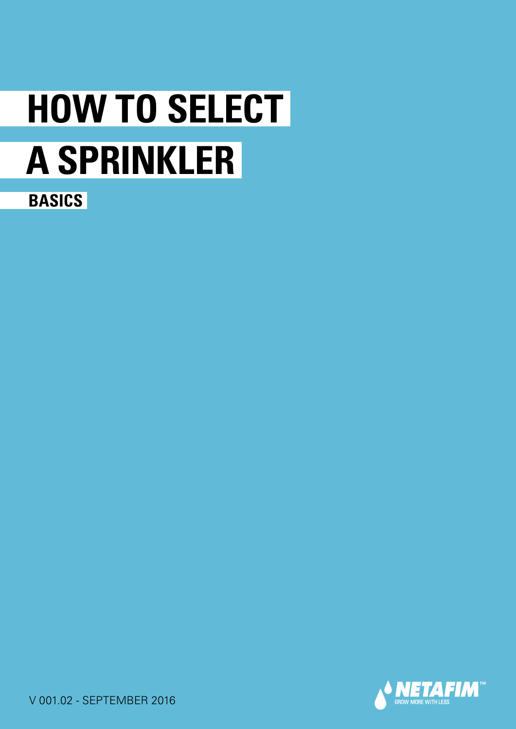# HOW TO SELECT A SPRINKLER

## BASICS

V 001.02 - SEPTEMBER 2016

NETAFIM™
GROW MORE WITH LESS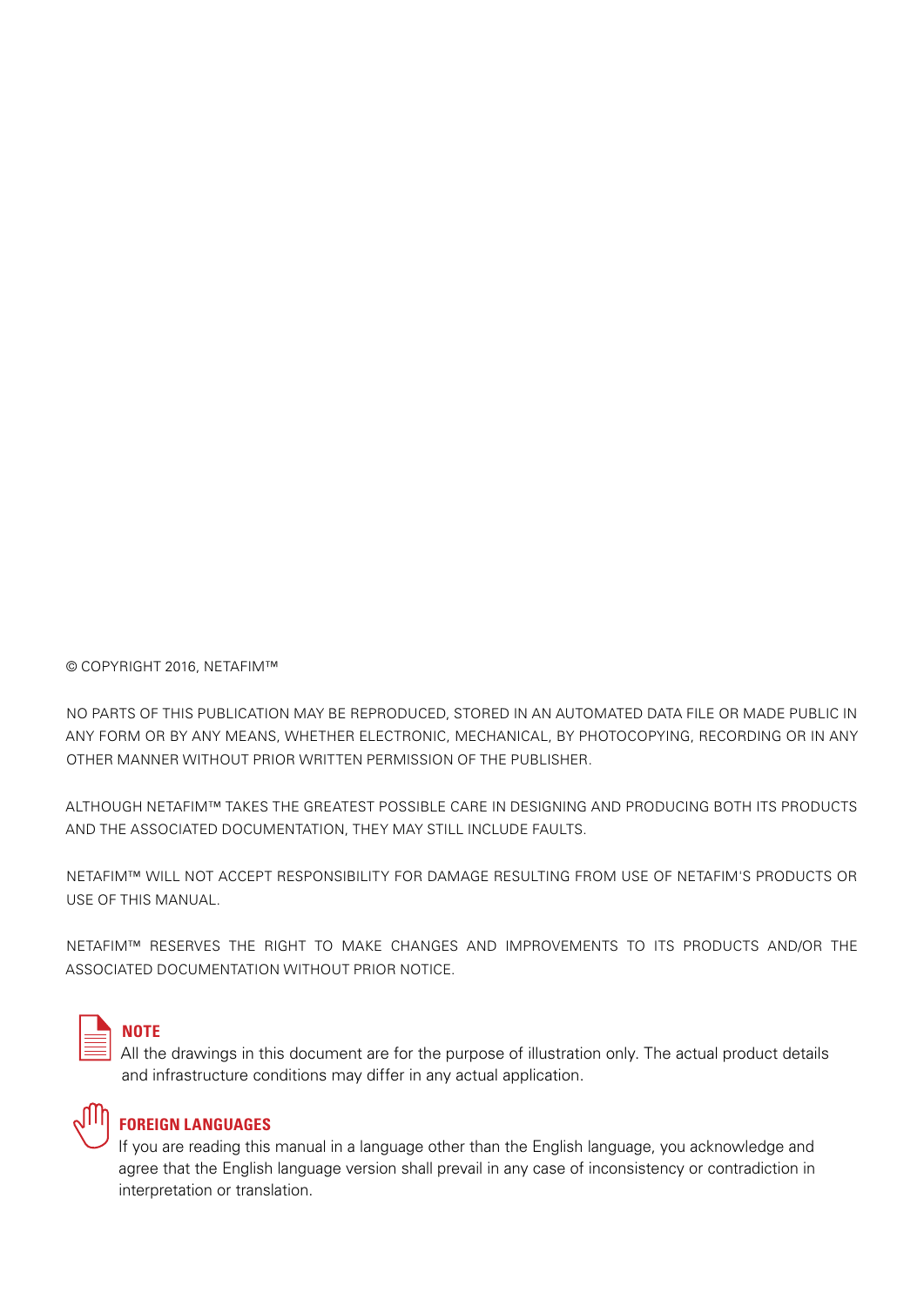© COPYRIGHT 2016, NETAFIM™

NO PARTS OF THIS PUBLICATION MAY BE REPRODUCED, STORED IN AN AUTOMATED DATA FILE OR MADE PUBLIC IN ANY FORM OR BY ANY MEANS, WHETHER ELECTRONIC, MECHANICAL, BY PHOTOCOPYING, RECORDING OR IN ANY OTHER MANNER WITHOUT PRIOR WRITTEN PERMISSION OF THE PUBLISHER.

ALTHOUGH NETAFIM™ TAKES THE GREATEST POSSIBLE CARE IN DESIGNING AND PRODUCING BOTH ITS PRODUCTS AND THE ASSOCIATED DOCUMENTATION, THEY MAY STILL INCLUDE FAULTS.

NETAFIM™ WILL NOT ACCEPT RESPONSIBILITY FOR DAMAGE RESULTING FROM USE OF NETAFIM'S PRODUCTS OR USE OF THIS MANUAL.

NETAFIM™ RESERVES THE RIGHT TO MAKE CHANGES AND IMPROVEMENTS TO ITS PRODUCTS AND/OR THE ASSOCIATED DOCUMENTATION WITHOUT PRIOR NOTICE.

**NOTE**

All the drawings in this document are for the purpose of illustration only. The actual product details and infrastructure conditions may differ in any actual application.

**FOREIGN LANGUAGES**

If you are reading this manual in a language other than the English language, you acknowledge and agree that the English language version shall prevail in any case of inconsistency or contradiction in interpretation or translation.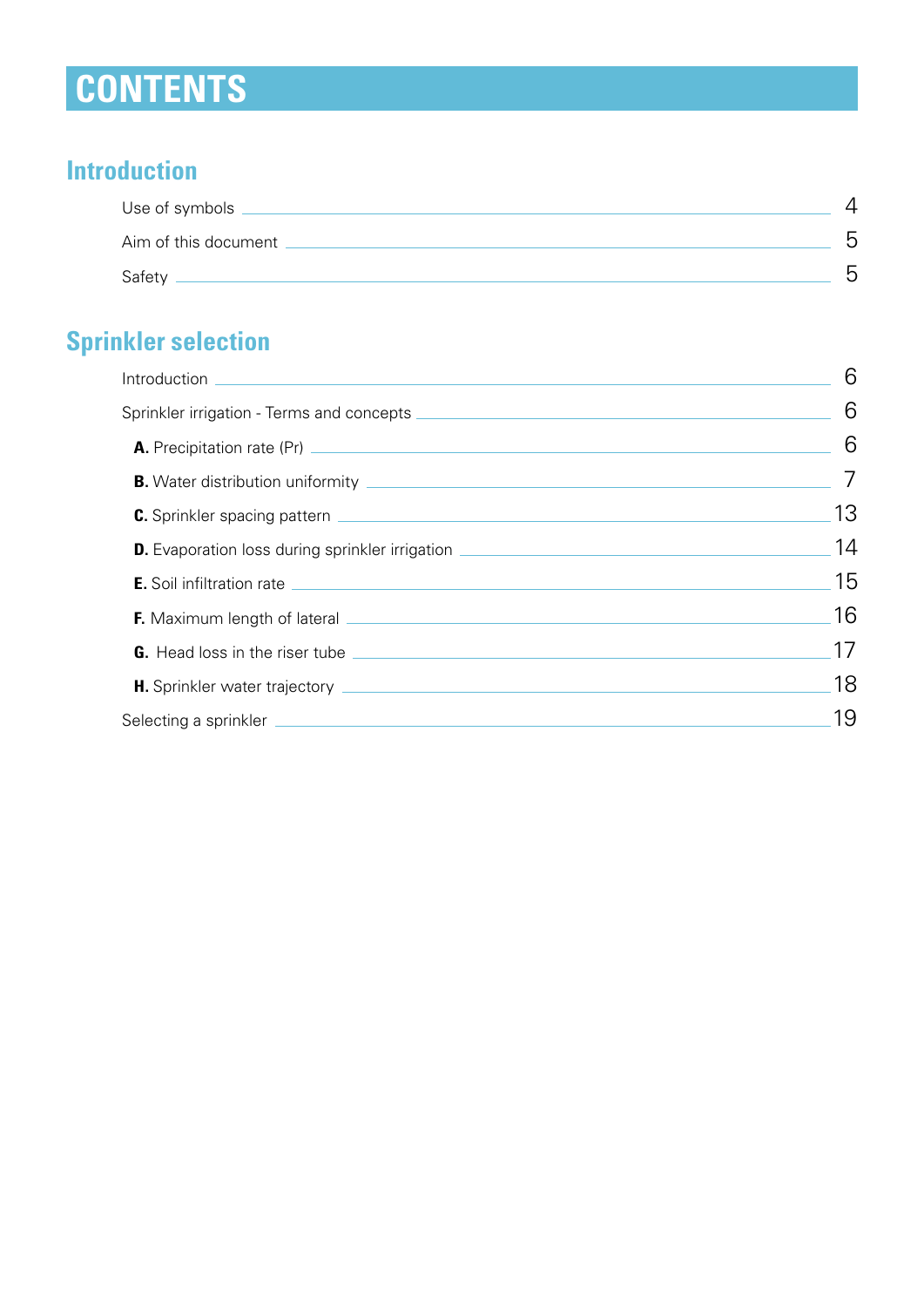# CONTENTS

## Introduction

Use of symbols 4

Aim of this document 5

Safety 5

## Sprinkler selection

Introduction 6

Sprinkler irrigation - Terms and concepts 6

**A.** Precipitation rate (Pr) 6

**B.** Water distribution uniformity 7

**C.** Sprinkler spacing pattern 13

**D.** Evaporation loss during sprinkler irrigation 14

**E.** Soil infiltration rate 15

**F.** Maximum length of lateral 16

**G.** Head loss in the riser tube 17

**H.** Sprinkler water trajectory 18

Selecting a sprinkler 19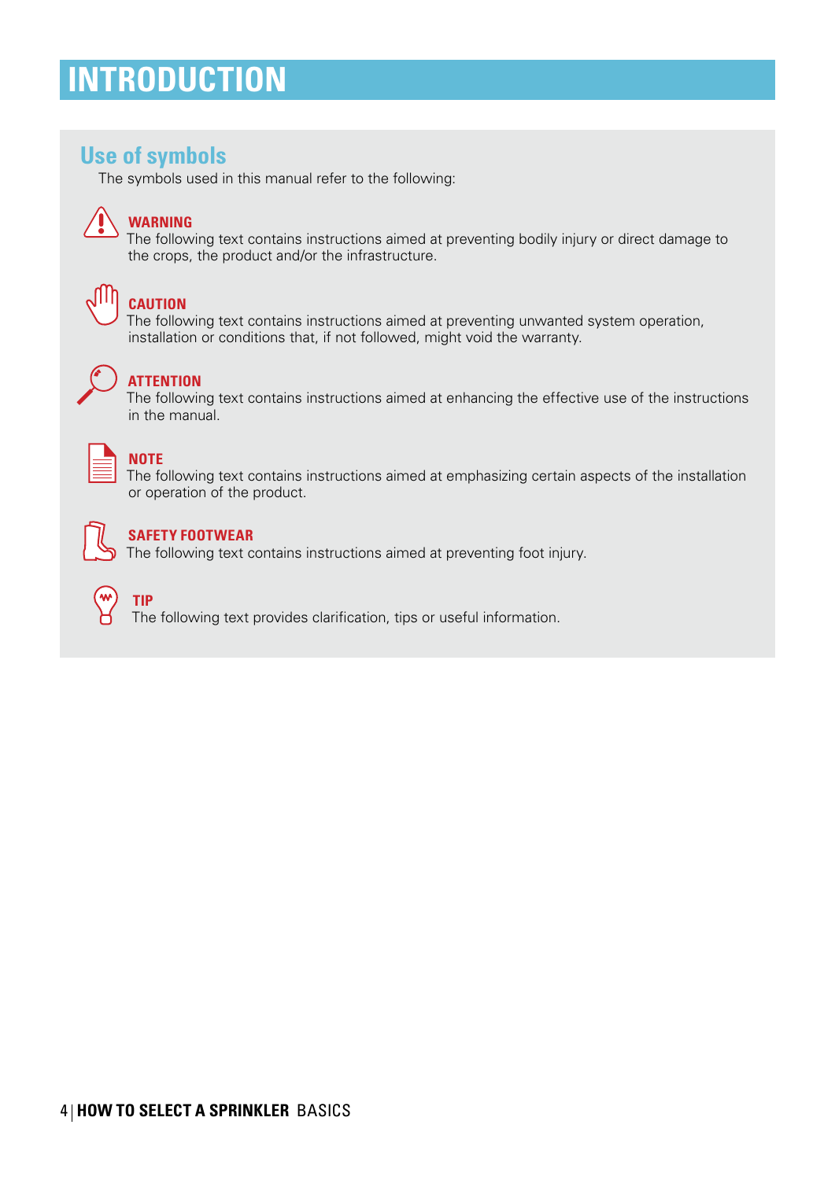# INTRODUCTION

## Use of symbols

The symbols used in this manual refer to the following:

**WARNING**
The following text contains instructions aimed at preventing bodily injury or direct damage to the crops, the product and/or the infrastructure.

**CAUTION**
The following text contains instructions aimed at preventing unwanted system operation, installation or conditions that, if not followed, might void the warranty.

**ATTENTION**
The following text contains instructions aimed at enhancing the effective use of the instructions in the manual.

**NOTE**
The following text contains instructions aimed at emphasizing certain aspects of the installation or operation of the product.

**SAFETY FOOTWEAR**
The following text contains instructions aimed at preventing foot injury.

**TIP**
The following text provides clarification, tips or useful information.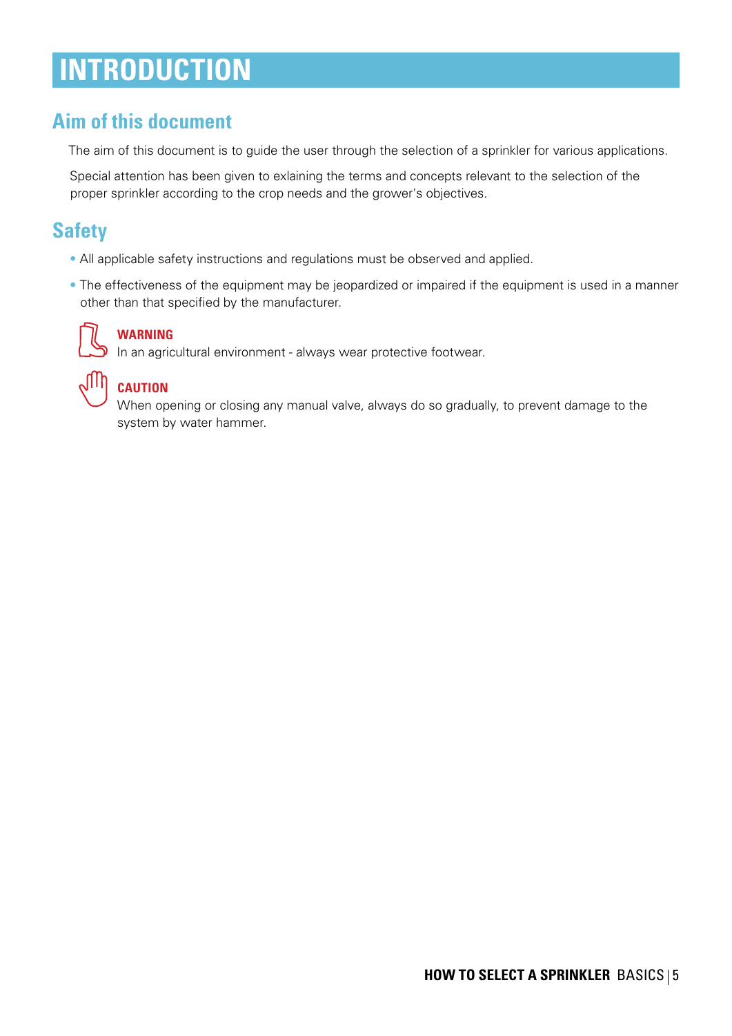# INTRODUCTION

## Aim of this document

The aim of this document is to guide the user through the selection of a sprinkler for various applications.

Special attention has been given to exlaining the terms and concepts relevant to the selection of the proper sprinkler according to the crop needs and the grower's objectives.

## Safety

- All applicable safety instructions and regulations must be observed and applied.
- The effectiveness of the equipment may be jeopardized or impaired if the equipment is used in a manner other than that specified by the manufacturer.

**WARNING**
In an agricultural environment - always wear protective footwear.

**CAUTION**
When opening or closing any manual valve, always do so gradually, to prevent damage to the system by water hammer.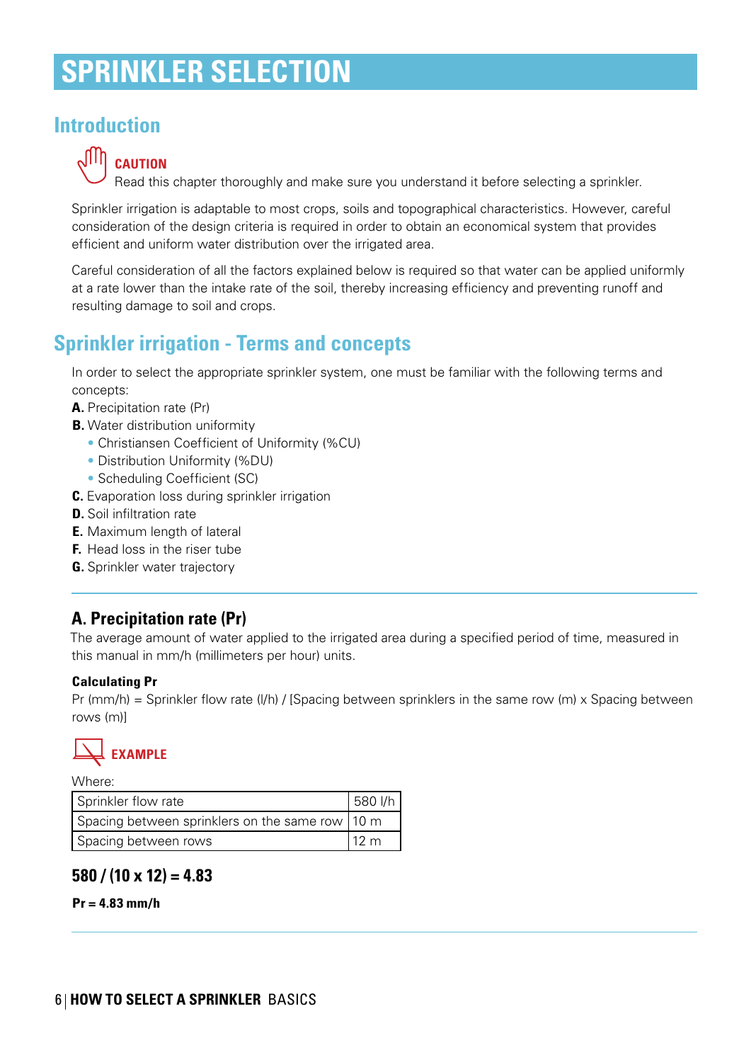# SPRINKLER SELECTION

## Introduction

**CAUTION**
Read this chapter thoroughly and make sure you understand it before selecting a sprinkler.

Sprinkler irrigation is adaptable to most crops, soils and topographical characteristics. However, careful consideration of the design criteria is required in order to obtain an economical system that provides efficient and uniform water distribution over the irrigated area.

Careful consideration of all the factors explained below is required so that water can be applied uniformly at a rate lower than the intake rate of the soil, thereby increasing efficiency and preventing runoff and resulting damage to soil and crops.

## Sprinkler irrigation - Terms and concepts

In order to select the appropriate sprinkler system, one must be familiar with the following terms and concepts:

**A.** Precipitation rate (Pr)
**B.** Water distribution uniformity
- Christiansen Coefficient of Uniformity (%CU)
- Distribution Uniformity (%DU)
- Scheduling Coefficient (SC)

**C.** Evaporation loss during sprinkler irrigation
**D.** Soil infiltration rate
**E.** Maximum length of lateral
**F.** Head loss in the riser tube
**G.** Sprinkler water trajectory

### A. Precipitation rate (Pr)

The average amount of water applied to the irrigated area during a specified period of time, measured in this manual in mm/h (millimeters per hour) units.

**Calculating Pr**

Pr (mm/h) = Sprinkler flow rate (l/h) / [Spacing between sprinklers in the same row (m) x Spacing between rows (m)]

**EXAMPLE**

Where:

| | |
|---|---|
| Sprinkler flow rate | 580 l/h |
| Spacing between sprinklers on the same row | 10 m |
| Spacing between rows | 12 m |

**580 / (10 x 12) = 4.83**

**Pr = 4.83 mm/h**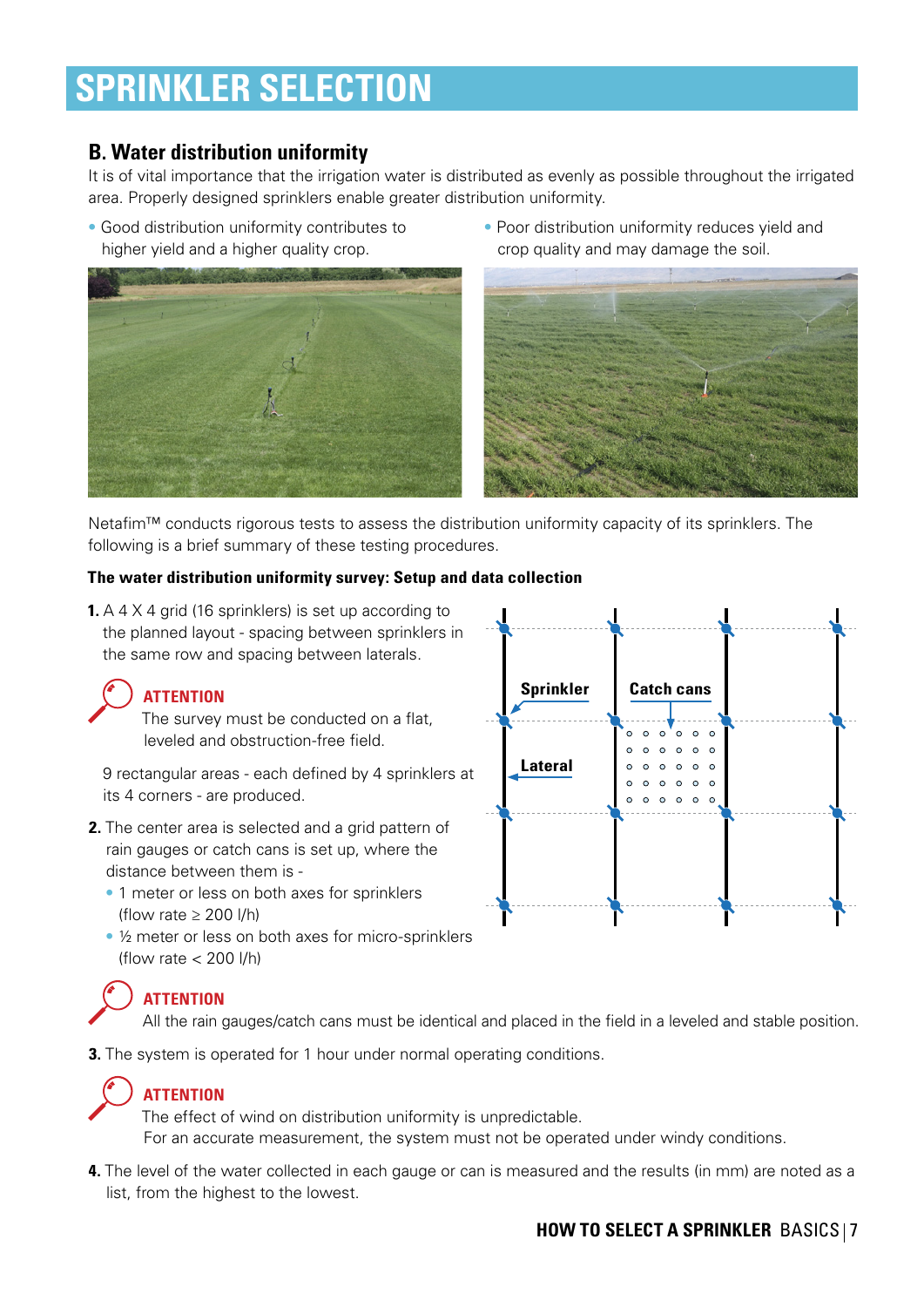# SPRINKLER SELECTION

## B. Water distribution uniformity

It is of vital importance that the irrigation water is distributed as evenly as possible throughout the irrigated area. Properly designed sprinklers enable greater distribution uniformity.

- Good distribution uniformity contributes to higher yield and a higher quality crop.
- Poor distribution uniformity reduces yield and crop quality and may damage the soil.

Netafim™ conducts rigorous tests to assess the distribution uniformity capacity of its sprinklers. The following is a brief summary of these testing procedures.

**The water distribution uniformity survey: Setup and data collection**

**1.** A 4 X 4 grid (16 sprinklers) is set up according to the planned layout - spacing between sprinklers in the same row and spacing between laterals.

**ATTENTION**
The survey must be conducted on a flat, leveled and obstruction-free field.

9 rectangular areas - each defined by 4 sprinklers at its 4 corners - are produced.

**2.** The center area is selected and a grid pattern of rain gauges or catch cans is set up, where the distance between them is -

- 1 meter or less on both axes for sprinklers (flow rate ≥ 200 l/h)
- ½ meter or less on both axes for micro-sprinklers (flow rate < 200 l/h)

Sprinkler
Catch cans
Lateral

**ATTENTION**
All the rain gauges/catch cans must be identical and placed in the field in a leveled and stable position.

**3.** The system is operated for 1 hour under normal operating conditions.

**ATTENTION**
The effect of wind on distribution uniformity is unpredictable.
For an accurate measurement, the system must not be operated under windy conditions.

**4.** The level of the water collected in each gauge or can is measured and the results (in mm) are noted as a list, from the highest to the lowest.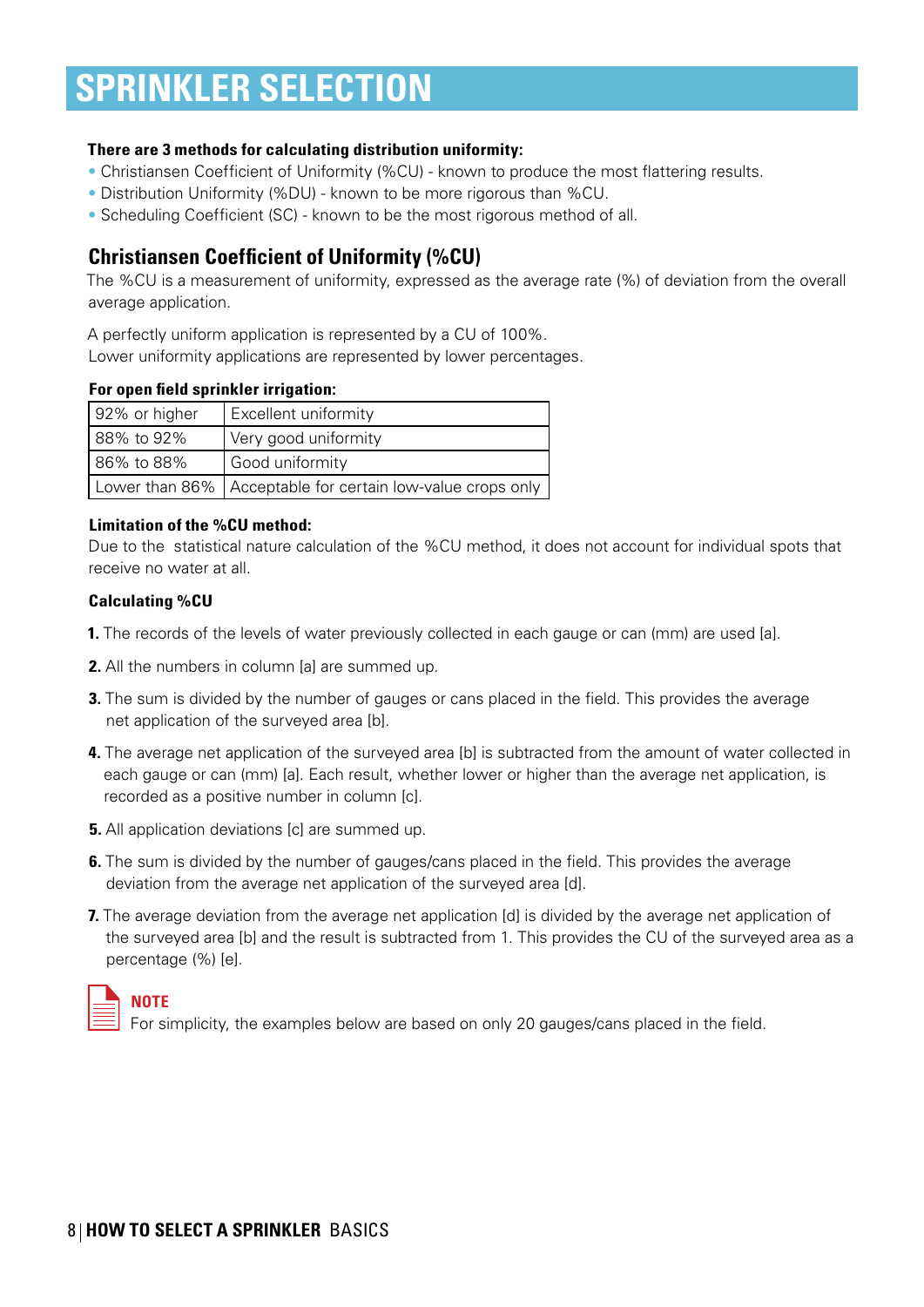# SPRINKLER SELECTION

**There are 3 methods for calculating distribution uniformity:**

- Christiansen Coefficient of Uniformity (%CU) - known to produce the most flattering results.
- Distribution Uniformity (%DU) - known to be more rigorous than %CU.
- Scheduling Coefficient (SC) - known to be the most rigorous method of all.

## Christiansen Coefficient of Uniformity (%CU)

The %CU is a measurement of uniformity, expressed as the average rate (%) of deviation from the overall average application.

A perfectly uniform application is represented by a CU of 100%.
Lower uniformity applications are represented by lower percentages.

**For open field sprinkler irrigation:**

| | |
|---|---|
| 92% or higher | Excellent uniformity |
| 88% to 92% | Very good uniformity |
| 86% to 88% | Good uniformity |
| Lower than 86% | Acceptable for certain low-value crops only |

**Limitation of the %CU method:**

Due to the statistical nature calculation of the %CU method, it does not account for individual spots that receive no water at all.

**Calculating %CU**

1. The records of the levels of water previously collected in each gauge or can (mm) are used [a].
2. All the numbers in column [a] are summed up.
3. The sum is divided by the number of gauges or cans placed in the field. This provides the average net application of the surveyed area [b].
4. The average net application of the surveyed area [b] is subtracted from the amount of water collected in each gauge or can (mm) [a]. Each result, whether lower or higher than the average net application, is recorded as a positive number in column [c].
5. All application deviations [c] are summed up.
6. The sum is divided by the number of gauges/cans placed in the field. This provides the average deviation from the average net application of the surveyed area [d].
7. The average deviation from the average net application [d] is divided by the average net application of the surveyed area [b] and the result is subtracted from 1. This provides the CU of the surveyed area as a percentage (%) [e].

**NOTE**
For simplicity, the examples below are based on only 20 gauges/cans placed in the field.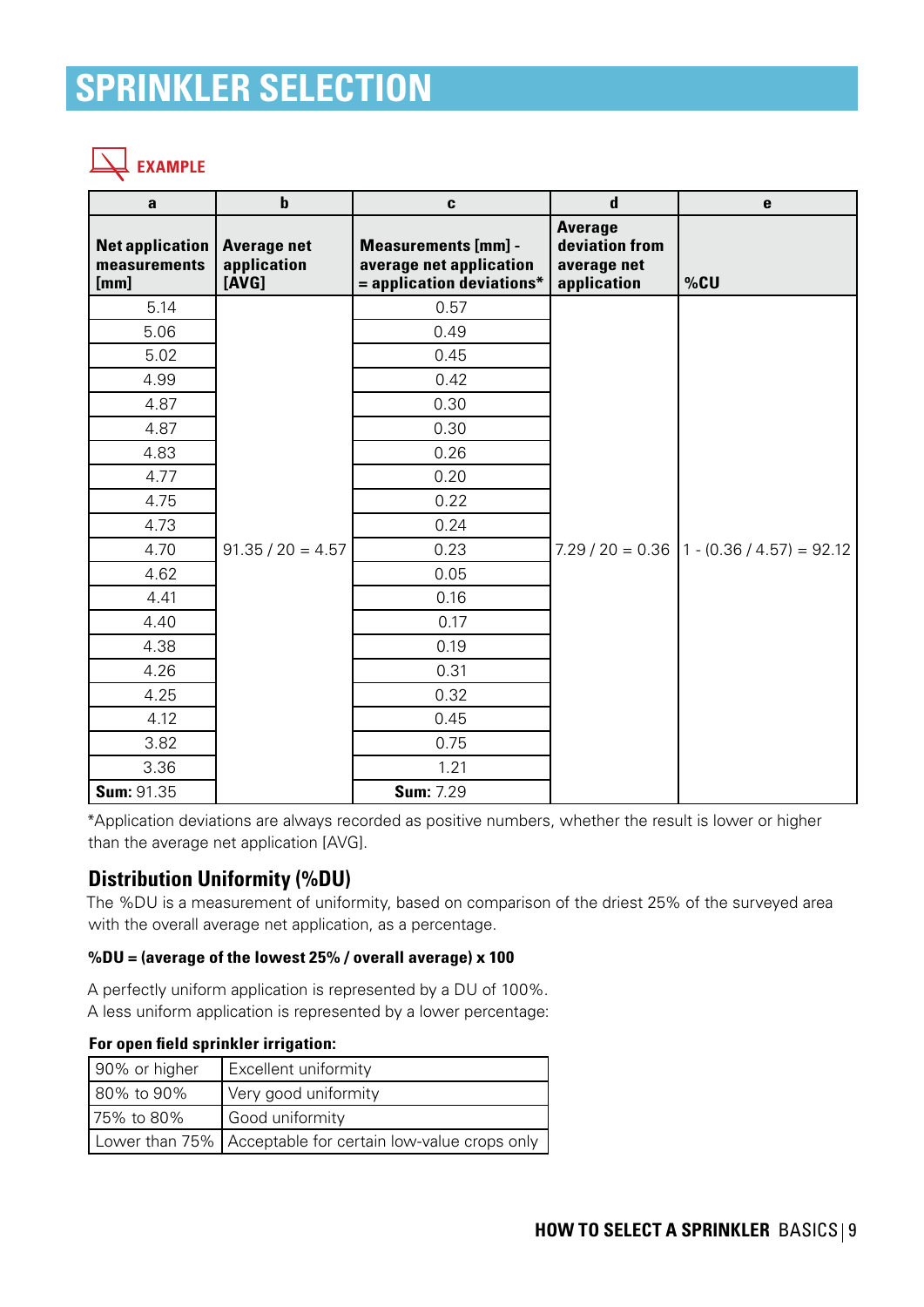# SPRINKLER SELECTION

**EXAMPLE**

| a | b | c | d | e |
|---|---|---|---|---|
| **Net application measurements [mm]** | **Average net application [AVG]** | **Measurements [mm] - average net application = application deviations*** | **Average deviation from average net application** | **%CU** |
| 5.14 | | 0.57 | | |
| 5.06 | | 0.49 | | |
| 5.02 | | 0.45 | | |
| 4.99 | | 0.42 | | |
| 4.87 | | 0.30 | | |
| 4.87 | | 0.30 | | |
| 4.83 | | 0.26 | | |
| 4.77 | | 0.20 | | |
| 4.75 | | 0.22 | | |
| 4.73 | | 0.24 | | |
| 4.70 | 91.35 / 20 = 4.57 | 0.23 | 7.29 / 20 = 0.36 | 1 - (0.36 / 4.57) = 92.12 |
| 4.62 | | 0.05 | | |
| 4.41 | | 0.16 | | |
| 4.40 | | 0.17 | | |
| 4.38 | | 0.19 | | |
| 4.26 | | 0.31 | | |
| 4.25 | | 0.32 | | |
| 4.12 | | 0.45 | | |
| 3.82 | | 0.75 | | |
| 3.36 | | 1.21 | | |
| **Sum:** 91.35 | | **Sum:** 7.29 | | |

*Application deviations are always recorded as positive numbers, whether the result is lower or higher than the average net application [AVG].

## Distribution Uniformity (%DU)

The %DU is a measurement of uniformity, based on comparison of the driest 25% of the surveyed area with the overall average net application, as a percentage.

**%DU = (average of the lowest 25% / overall average) x 100**

A perfectly uniform application is represented by a DU of 100%.
A less uniform application is represented by a lower percentage:

**For open field sprinkler irrigation:**

| | |
|---|---|
| 90% or higher | Excellent uniformity |
| 80% to 90% | Very good uniformity |
| 75% to 80% | Good uniformity |
| Lower than 75% | Acceptable for certain low-value crops only |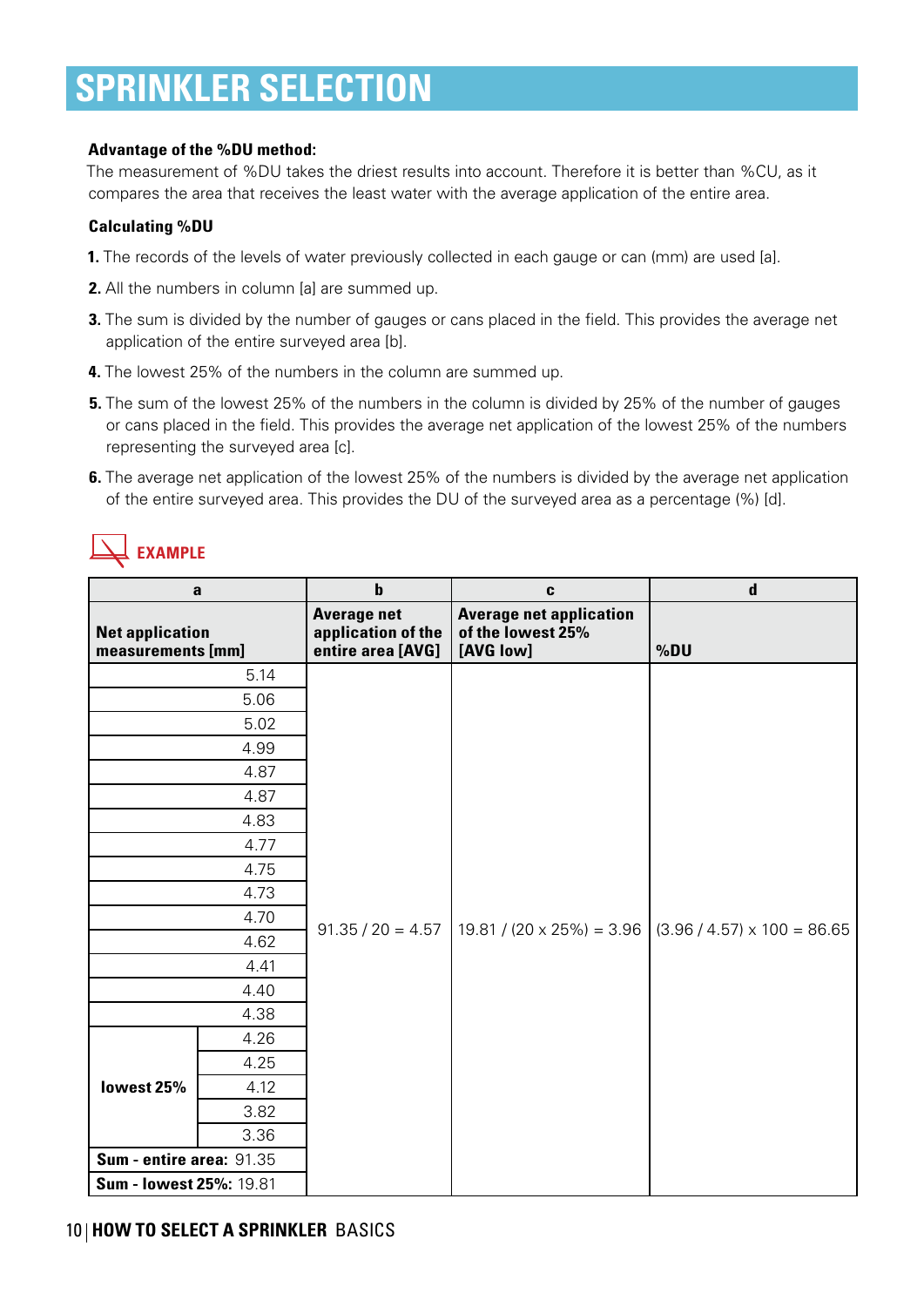# SPRINKLER SELECTION

**Advantage of the %DU method:**

The measurement of %DU takes the driest results into account. Therefore it is better than %CU, as it compares the area that receives the least water with the average application of the entire area.

**Calculating %DU**

1. The records of the levels of water previously collected in each gauge or can (mm) are used [a].
2. All the numbers in column [a] are summed up.
3. The sum is divided by the number of gauges or cans placed in the field. This provides the average net application of the entire surveyed area [b].
4. The lowest 25% of the numbers in the column are summed up.
5. The sum of the lowest 25% of the numbers in the column is divided by 25% of the number of gauges or cans placed in the field. This provides the average net application of the lowest 25% of the numbers representing the surveyed area [c].
6. The average net application of the lowest 25% of the numbers is divided by the average net application of the entire surveyed area. This provides the DU of the surveyed area as a percentage (%) [d].

**EXAMPLE**

| a | | b | c | d |
|---|---|---|---|---|
| **Net application measurements [mm]** | | **Average net application of the entire area [AVG]** | **Average net application of the lowest 25% [AVG low]** | **%DU** |
| | 5.14 | 91.35 / 20 = 4.57 | 19.81 / (20 x 25%) = 3.96 | (3.96 / 4.57) x 100 = 86.65 |
| | 5.06 | | | |
| | 5.02 | | | |
| | 4.99 | | | |
| | 4.87 | | | |
| | 4.87 | | | |
| | 4.83 | | | |
| | 4.77 | | | |
| | 4.75 | | | |
| | 4.73 | | | |
| | 4.70 | | | |
| | 4.62 | | | |
| | 4.41 | | | |
| | 4.40 | | | |
| | 4.38 | | | |
| **lowest 25%** | 4.26 | | | |
| | 4.25 | | | |
| | 4.12 | | | |
| | 3.82 | | | |
| | 3.36 | | | |
| **Sum - entire area:** 91.35 | | | | |
| **Sum - lowest 25%:** 19.81 | | | | |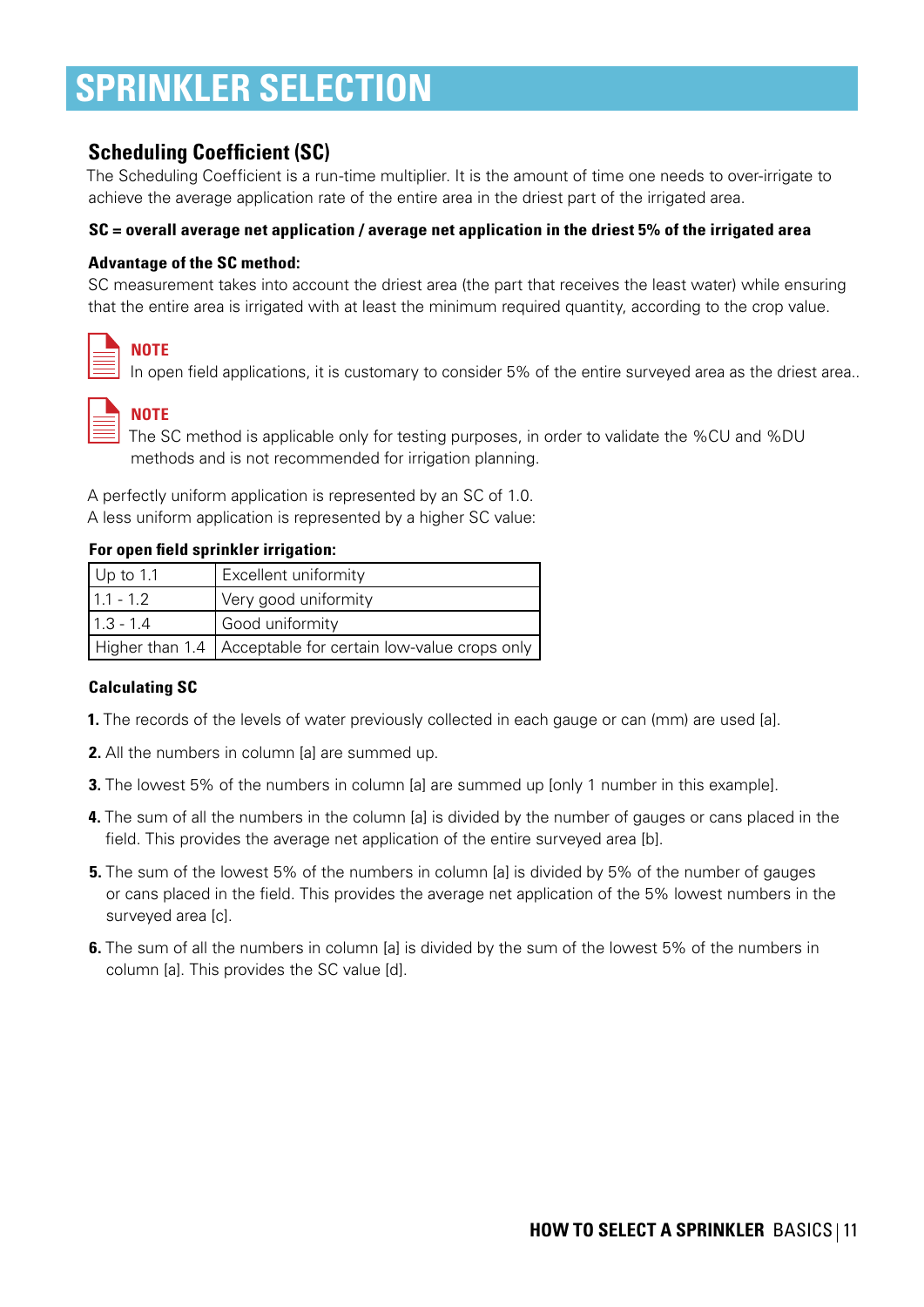# SPRINKLER SELECTION

## Scheduling Coefficient (SC)

The Scheduling Coefficient is a run-time multiplier. It is the amount of time one needs to over-irrigate to achieve the average application rate of the entire area in the driest part of the irrigated area.

**SC = overall average net application / average net application in the driest 5% of the irrigated area**

**Advantage of the SC method:**

SC measurement takes into account the driest area (the part that receives the least water) while ensuring that the entire area is irrigated with at least the minimum required quantity, according to the crop value.

**NOTE**

In open field applications, it is customary to consider 5% of the entire surveyed area as the driest area..

**NOTE**

The SC method is applicable only for testing purposes, in order to validate the %CU and %DU methods and is not recommended for irrigation planning.

A perfectly uniform application is represented by an SC of 1.0.
A less uniform application is represented by a higher SC value:

**For open field sprinkler irrigation:**

| | |
|---|---|
| Up to 1.1 | Excellent uniformity |
| 1.1 - 1.2 | Very good uniformity |
| 1.3 - 1.4 | Good uniformity |
| Higher than 1.4 | Acceptable for certain low-value crops only |

**Calculating SC**

1. The records of the levels of water previously collected in each gauge or can (mm) are used [a].
2. All the numbers in column [a] are summed up.
3. The lowest 5% of the numbers in column [a] are summed up [only 1 number in this example].
4. The sum of all the numbers in the column [a] is divided by the number of gauges or cans placed in the field. This provides the average net application of the entire surveyed area [b].
5. The sum of the lowest 5% of the numbers in column [a] is divided by 5% of the number of gauges or cans placed in the field. This provides the average net application of the 5% lowest numbers in the surveyed area [c].
6. The sum of all the numbers in column [a] is divided by the sum of the lowest 5% of the numbers in column [a]. This provides the SC value [d].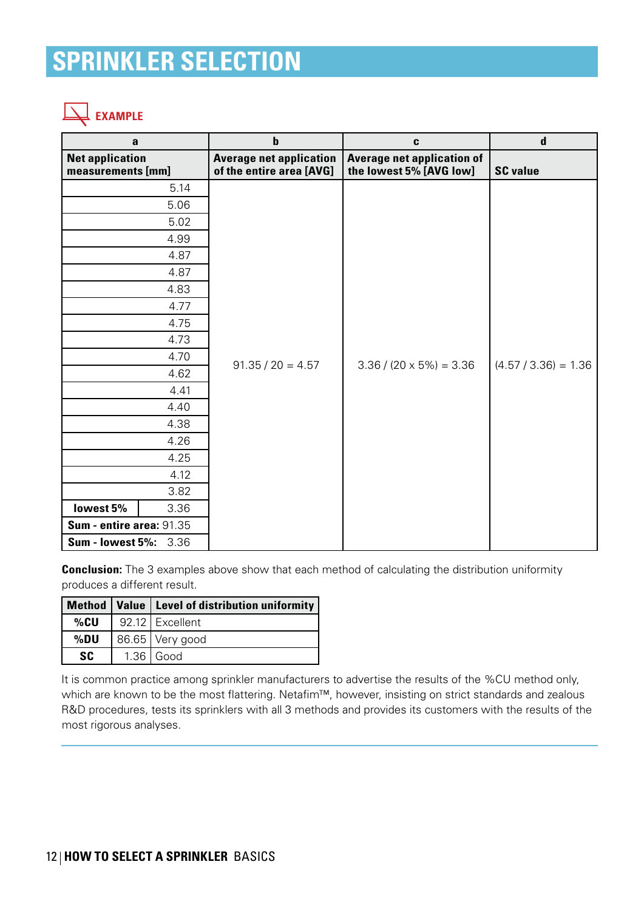# SPRINKLER SELECTION

**EXAMPLE**

| a | | b | c | d |
|---|---|---|---|---|
| **Net application measurements [mm]** | | **Average net application of the entire area [AVG]** | **Average net application of the lowest 5% [AVG low]** | **SC value** |
| | 5.14 | 91.35 / 20 = 4.57 | 3.36 / (20 x 5%) = 3.36 | (4.57 / 3.36) = 1.36 |
| | 5.06 | | | |
| | 5.02 | | | |
| | 4.99 | | | |
| | 4.87 | | | |
| | 4.87 | | | |
| | 4.83 | | | |
| | 4.77 | | | |
| | 4.75 | | | |
| | 4.73 | | | |
| | 4.70 | | | |
| | 4.62 | | | |
| | 4.41 | | | |
| | 4.40 | | | |
| | 4.38 | | | |
| | 4.26 | | | |
| | 4.25 | | | |
| | 4.12 | | | |
| | 3.82 | | | |
| **lowest 5%** | 3.36 | | | |
| **Sum - entire area:** | 91.35 | | | |
| **Sum - lowest 5%:** | 3.36 | | | |

**Conclusion:** The 3 examples above show that each method of calculating the distribution uniformity produces a different result.

| Method | Value | Level of distribution uniformity |
|---|---|---|
| **%CU** | 92.12 | Excellent |
| **%DU** | 86.65 | Very good |
| **SC** | 1.36 | Good |

It is common practice among sprinkler manufacturers to advertise the results of the %CU method only, which are known to be the most flattering. Netafim™, however, insisting on strict standards and zealous R&D procedures, tests its sprinklers with all 3 methods and provides its customers with the results of the most rigorous analyses.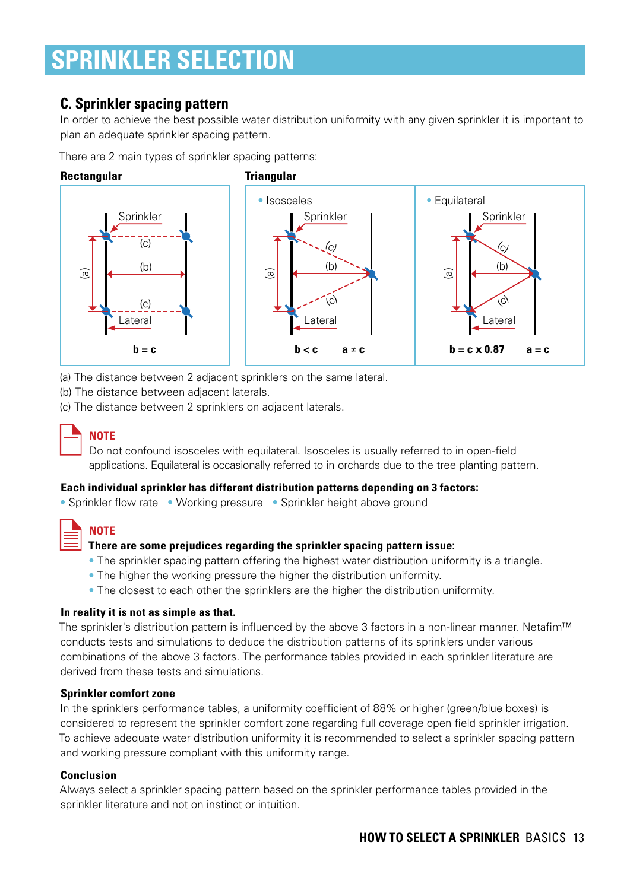# SPRINKLER SELECTION

## C. Sprinkler spacing pattern

In order to achieve the best possible water distribution uniformity with any given sprinkler it is important to plan an adequate sprinkler spacing pattern.

There are 2 main types of sprinkler spacing patterns:

**Rectangular**

Sprinkler
(a)
(b)
(c)
(c)
Lateral

**b = c**

**Triangular**

- Isosceles

Sprinkler
(a)
(b)
(c)
(c)
Lateral

**b < c** **a ≠ c**

- Equilateral

Sprinkler
(a)
(b)
(c)
(c)
Lateral

**b = c x 0.87** **a = c**

(a) The distance between 2 adjacent sprinklers on the same lateral.
(b) The distance between adjacent laterals.
(c) The distance between 2 sprinklers on adjacent laterals.

**NOTE**
Do not confound isosceles with equilateral. Isosceles is usually referred to in open-field applications. Equilateral is occasionally referred to in orchards due to the tree planting pattern.

**Each individual sprinkler has different distribution patterns depending on 3 factors:**

- Sprinkler flow rate
- Working pressure
- Sprinkler height above ground

**NOTE**
**There are some prejudices regarding the sprinkler spacing pattern issue:**

- The sprinkler spacing pattern offering the highest water distribution uniformity is a triangle.
- The higher the working pressure the higher the distribution uniformity.
- The closest to each other the sprinklers are the higher the distribution uniformity.

**In reality it is not as simple as that.**
The sprinkler's distribution pattern is influenced by the above 3 factors in a non-linear manner. Netafim™ conducts tests and simulations to deduce the distribution patterns of its sprinklers under various combinations of the above 3 factors. The performance tables provided in each sprinkler literature are derived from these tests and simulations.

**Sprinkler comfort zone**
In the sprinklers performance tables, a uniformity coefficient of 88% or higher (green/blue boxes) is considered to represent the sprinkler comfort zone regarding full coverage open field sprinkler irrigation. To achieve adequate water distribution uniformity it is recommended to select a sprinkler spacing pattern and working pressure compliant with this uniformity range.

**Conclusion**
Always select a sprinkler spacing pattern based on the sprinkler performance tables provided in the sprinkler literature and not on instinct or intuition.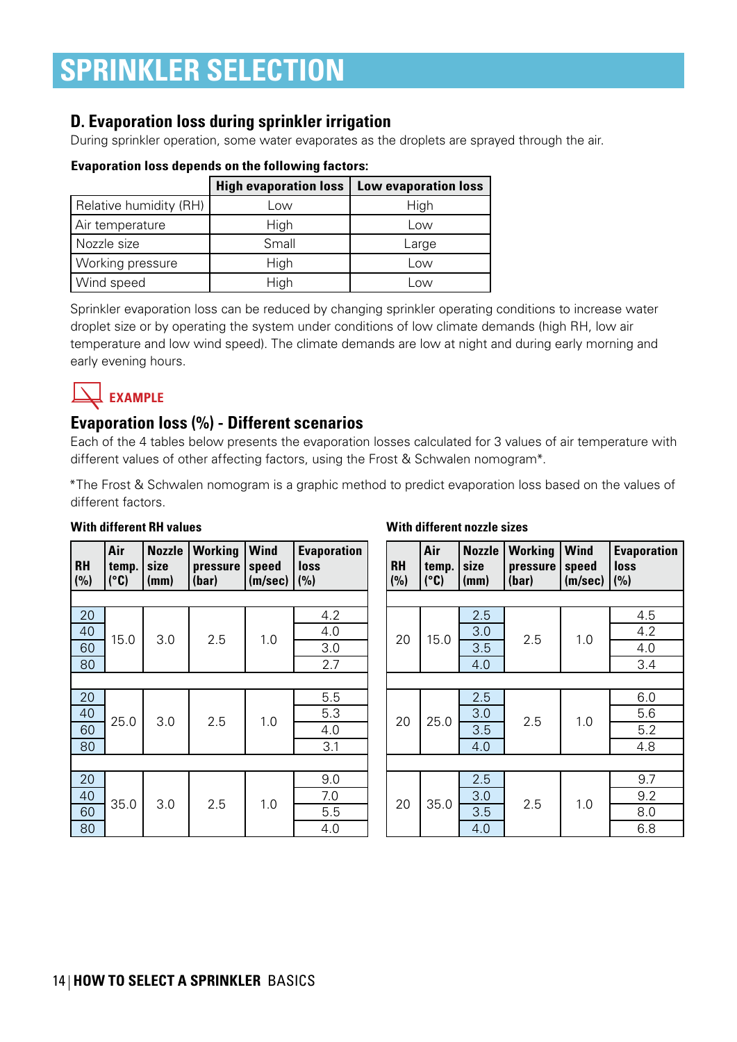# SPRINKLER SELECTION

## D. Evaporation loss during sprinkler irrigation

During sprinkler operation, some water evaporates as the droplets are sprayed through the air.

**Evaporation loss depends on the following factors:**

| | High evaporation loss | Low evaporation loss |
|---|---|---|
| Relative humidity (RH) | Low | High |
| Air temperature | High | Low |
| Nozzle size | Small | Large |
| Working pressure | High | Low |
| Wind speed | High | Low |

Sprinkler evaporation loss can be reduced by changing sprinkler operating conditions to increase water droplet size or by operating the system under conditions of low climate demands (high RH, low air temperature and low wind speed). The climate demands are low at night and during early morning and early evening hours.

**EXAMPLE**

## Evaporation loss (%) - Different scenarios

Each of the 4 tables below presents the evaporation losses calculated for 3 values of air temperature with different values of other affecting factors, using the Frost & Schwalen nomogram*.

*The Frost & Schwalen nomogram is a graphic method to predict evaporation loss based on the values of different factors.

**With different RH values**

| RH (%) | Air temp. (°C) | Nozzle size (mm) | Working pressure (bar) | Wind speed (m/sec) | Evaporation loss (%) |
|---|---|---|---|---|---|
| 20 | 15.0 | 3.0 | 2.5 | 1.0 | 4.2 |
| 40 | | | | | 4.0 |
| 60 | | | | | 3.0 |
| 80 | | | | | 2.7 |
| 20 | 25.0 | 3.0 | 2.5 | 1.0 | 5.5 |
| 40 | | | | | 5.3 |
| 60 | | | | | 4.0 |
| 80 | | | | | 3.1 |
| 20 | 35.0 | 3.0 | 2.5 | 1.0 | 9.0 |
| 40 | | | | | 7.0 |
| 60 | | | | | 5.5 |
| 80 | | | | | 4.0 |

**With different nozzle sizes**

| RH (%) | Air temp. (°C) | Nozzle size (mm) | Working pressure (bar) | Wind speed (m/sec) | Evaporation loss (%) |
|---|---|---|---|---|---|
| 20 | 15.0 | 2.5 | 2.5 | 1.0 | 4.5 |
| | | 3.0 | | | 4.2 |
| | | 3.5 | | | 4.0 |
| | | 4.0 | | | 3.4 |
| 20 | 25.0 | 2.5 | 2.5 | 1.0 | 6.0 |
| | | 3.0 | | | 5.6 |
| | | 3.5 | | | 5.2 |
| | | 4.0 | | | 4.8 |
| 20 | 35.0 | 2.5 | 2.5 | 1.0 | 9.7 |
| | | 3.0 | | | 9.2 |
| | | 3.5 | | | 8.0 |
| | | 4.0 | | | 6.8 |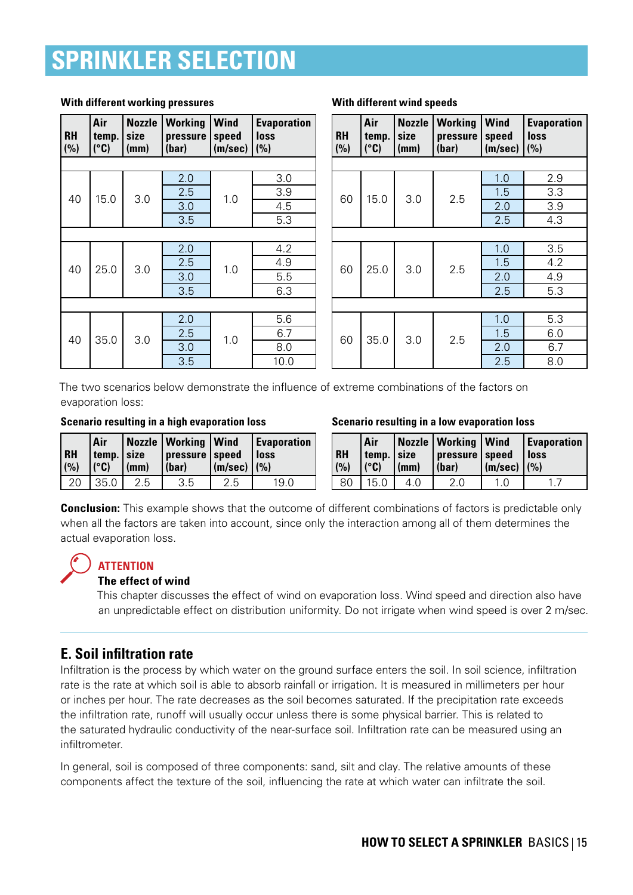# SPRINKLER SELECTION

**With different working pressures**

| RH (%) | Air temp. (°C) | Nozzle size (mm) | Working pressure (bar) | Wind speed (m/sec) | Evaporation loss (%) |
|---|---|---|---|---|---|
| 40 | 15.0 | 3.0 | 2.0 | 1.0 | 3.0 |
| | | | 2.5 | | 3.9 |
| | | | 3.0 | | 4.5 |
| | | | 3.5 | | 5.3 |
| 40 | 25.0 | 3.0 | 2.0 | 1.0 | 4.2 |
| | | | 2.5 | | 4.9 |
| | | | 3.0 | | 5.5 |
| | | | 3.5 | | 6.3 |
| 40 | 35.0 | 3.0 | 2.0 | 1.0 | 5.6 |
| | | | 2.5 | | 6.7 |
| | | | 3.0 | | 8.0 |
| | | | 3.5 | | 10.0 |

**With different wind speeds**

| RH (%) | Air temp. (°C) | Nozzle size (mm) | Working pressure (bar) | Wind speed (m/sec) | Evaporation loss (%) |
|---|---|---|---|---|---|
| 60 | 15.0 | 3.0 | 2.5 | 1.0 | 2.9 |
| | | | | 1.5 | 3.3 |
| | | | | 2.0 | 3.9 |
| | | | | 2.5 | 4.3 |
| 60 | 25.0 | 3.0 | 2.5 | 1.0 | 3.5 |
| | | | | 1.5 | 4.2 |
| | | | | 2.0 | 4.9 |
| | | | | 2.5 | 5.3 |
| 60 | 35.0 | 3.0 | 2.5 | 1.0 | 5.3 |
| | | | | 1.5 | 6.0 |
| | | | | 2.0 | 6.7 |
| | | | | 2.5 | 8.0 |

The two scenarios below demonstrate the influence of extreme combinations of the factors on evaporation loss:

**Scenario resulting in a high evaporation loss**

| RH (%) | Air temp. (°C) | Nozzle size (mm) | Working pressure (bar) | Wind speed (m/sec) | Evaporation loss (%) |
|---|---|---|---|---|---|
| 20 | 35.0 | 2.5 | 3.5 | 2.5 | 19.0 |

**Scenario resulting in a low evaporation loss**

| RH (%) | Air temp. (°C) | Nozzle size (mm) | Working pressure (bar) | Wind speed (m/sec) | Evaporation loss (%) |
|---|---|---|---|---|---|
| 80 | 15.0 | 4.0 | 2.0 | 1.0 | 1.7 |

**Conclusion:** This example shows that the outcome of different combinations of factors is predictable only when all the factors are taken into account, since only the interaction among all of them determines the actual evaporation loss.

**ATTENTION**

**The effect of wind**

This chapter discusses the effect of wind on evaporation loss. Wind speed and direction also have an unpredictable effect on distribution uniformity. Do not irrigate when wind speed is over 2 m/sec.

## E. Soil infiltration rate

Infiltration is the process by which water on the ground surface enters the soil. In soil science, infiltration rate is the rate at which soil is able to absorb rainfall or irrigation. It is measured in millimeters per hour or inches per hour. The rate decreases as the soil becomes saturated. If the precipitation rate exceeds the infiltration rate, runoff will usually occur unless there is some physical barrier. This is related to the saturated hydraulic conductivity of the near-surface soil. Infiltration rate can be measured using an infiltrometer.

In general, soil is composed of three components: sand, silt and clay. The relative amounts of these components affect the texture of the soil, influencing the rate at which water can infiltrate the soil.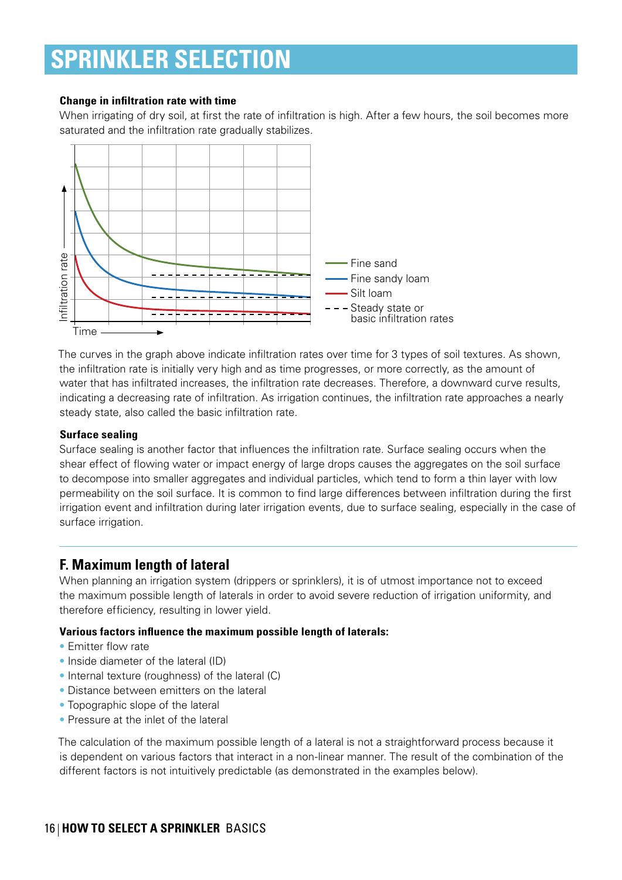# SPRINKLER SELECTION

**Change in infiltration rate with time**

When irrigating of dry soil, at first the rate of infiltration is high. After a few hours, the soil becomes more saturated and the infiltration rate gradually stabilizes.

Infiltration rate

Time

Fine sand

Fine sandy loam

Silt loam

Steady state or basic infiltration rates

The curves in the graph above indicate infiltration rates over time for 3 types of soil textures. As shown, the infiltration rate is initially very high and as time progresses, or more correctly, as the amount of water that has infiltrated increases, the infiltration rate decreases. Therefore, a downward curve results, indicating a decreasing rate of infiltration. As irrigation continues, the infiltration rate approaches a nearly steady state, also called the basic infiltration rate.

**Surface sealing**

Surface sealing is another factor that influences the infiltration rate. Surface sealing occurs when the shear effect of flowing water or impact energy of large drops causes the aggregates on the soil surface to decompose into smaller aggregates and individual particles, which tend to form a thin layer with low permeability on the soil surface. It is common to find large differences between infiltration during the first irrigation event and infiltration during later irrigation events, due to surface sealing, especially in the case of surface irrigation.

## F. Maximum length of lateral

When planning an irrigation system (drippers or sprinklers), it is of utmost importance not to exceed the maximum possible length of laterals in order to avoid severe reduction of irrigation uniformity, and therefore efficiency, resulting in lower yield.

**Various factors influence the maximum possible length of laterals:**

- Emitter flow rate
- Inside diameter of the lateral (ID)
- Internal texture (roughness) of the lateral (C)
- Distance between emitters on the lateral
- Topographic slope of the lateral
- Pressure at the inlet of the lateral

The calculation of the maximum possible length of a lateral is not a straightforward process because it is dependent on various factors that interact in a non-linear manner. The result of the combination of the different factors is not intuitively predictable (as demonstrated in the examples below).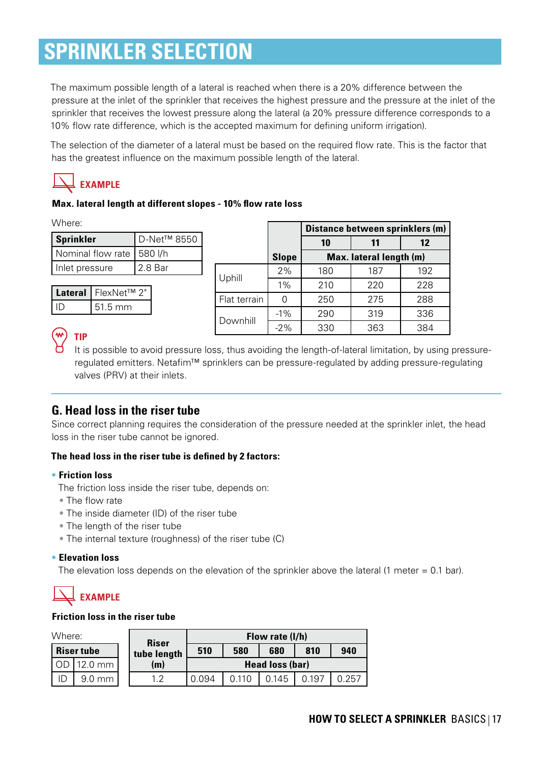# SPRINKLER SELECTION

The maximum possible length of a lateral is reached when there is a 20% difference between the pressure at the inlet of the sprinkler that receives the highest pressure and the pressure at the inlet of the sprinkler that receives the lowest pressure along the lateral (a 20% pressure difference corresponds to a 10% flow rate difference, which is the accepted maximum for defining uniform irrigation).

The selection of the diameter of a lateral must be based on the required flow rate. This is the factor that has the greatest influence on the maximum possible length of the lateral.

**EXAMPLE**

**Max. lateral length at different slopes - 10% flow rate loss**

Where:

| | |
|---|---|
| **Sprinkler** | D-Net™ 8550 |
| Nominal flow rate | 580 l/h |
| Inlet pressure | 2.8 Bar |

| | |
|---|---|
| **Lateral** | FlexNet™ 2" |
| ID | 51.5 mm |

| | | Distance between sprinklers (m) | | |
|---|---|---|---|---|
| | | **10** | **11** | **12** |
| | **Slope** | **Max. lateral length (m)** | | |
| Uphill | 2% | 180 | 187 | 192 |
| | 1% | 210 | 220 | 228 |
| Flat terrain | 0 | 250 | 275 | 288 |
| Downhill | -1% | 290 | 319 | 336 |
| | -2% | 330 | 363 | 384 |

**TIP**

It is possible to avoid pressure loss, thus avoiding the length-of-lateral limitation, by using pressure-regulated emitters. Netafim™ sprinklers can be pressure-regulated by adding pressure-regulating valves (PRV) at their inlets.

## G. Head loss in the riser tube

Since correct planning requires the consideration of the pressure needed at the sprinkler inlet, the head loss in the riser tube cannot be ignored.

**The head loss in the riser tube is defined by 2 factors:**

- **Friction loss**

  The friction loss inside the riser tube, depends on:
  - The flow rate
  - The inside diameter (ID) of the riser tube
  - The length of the riser tube
  - The internal texture (roughness) of the riser tube (C)

- **Elevation loss**

  The elevation loss depends on the elevation of the sprinkler above the lateral (1 meter = 0.1 bar).

**EXAMPLE**

**Friction loss in the riser tube**

Where:

| **Riser tube** | |
|---|---|
| OD | 12.0 mm |
| ID | 9.0 mm |

| Riser tube length (m) | Flow rate (l/h) | | | | |
|---|---|---|---|---|---|
| | **510** | **580** | **680** | **810** | **940** |
| | **Head loss (bar)** | | | | |
| 1.2 | 0.094 | 0.110 | 0.145 | 0.197 | 0.257 |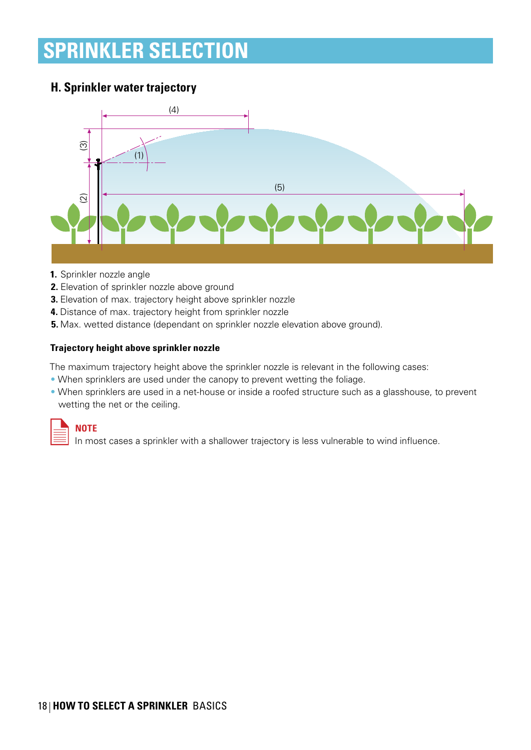# SPRINKLER SELECTION

## H. Sprinkler water trajectory

(4)

(3)

(1)

(2)

(5)

1. Sprinkler nozzle angle
2. Elevation of sprinkler nozzle above ground
3. Elevation of max. trajectory height above sprinkler nozzle
4. Distance of max. trajectory height from sprinkler nozzle
5. Max. wetted distance (dependant on sprinkler nozzle elevation above ground).

#### Trajectory height above sprinkler nozzle

The maximum trajectory height above the sprinkler nozzle is relevant in the following cases:

- When sprinklers are used under the canopy to prevent wetting the foliage.
- When sprinklers are used in a net-house or inside a roofed structure such as a glasshouse, to prevent wetting the net or the ceiling.

**NOTE**
In most cases a sprinkler with a shallower trajectory is less vulnerable to wind influence.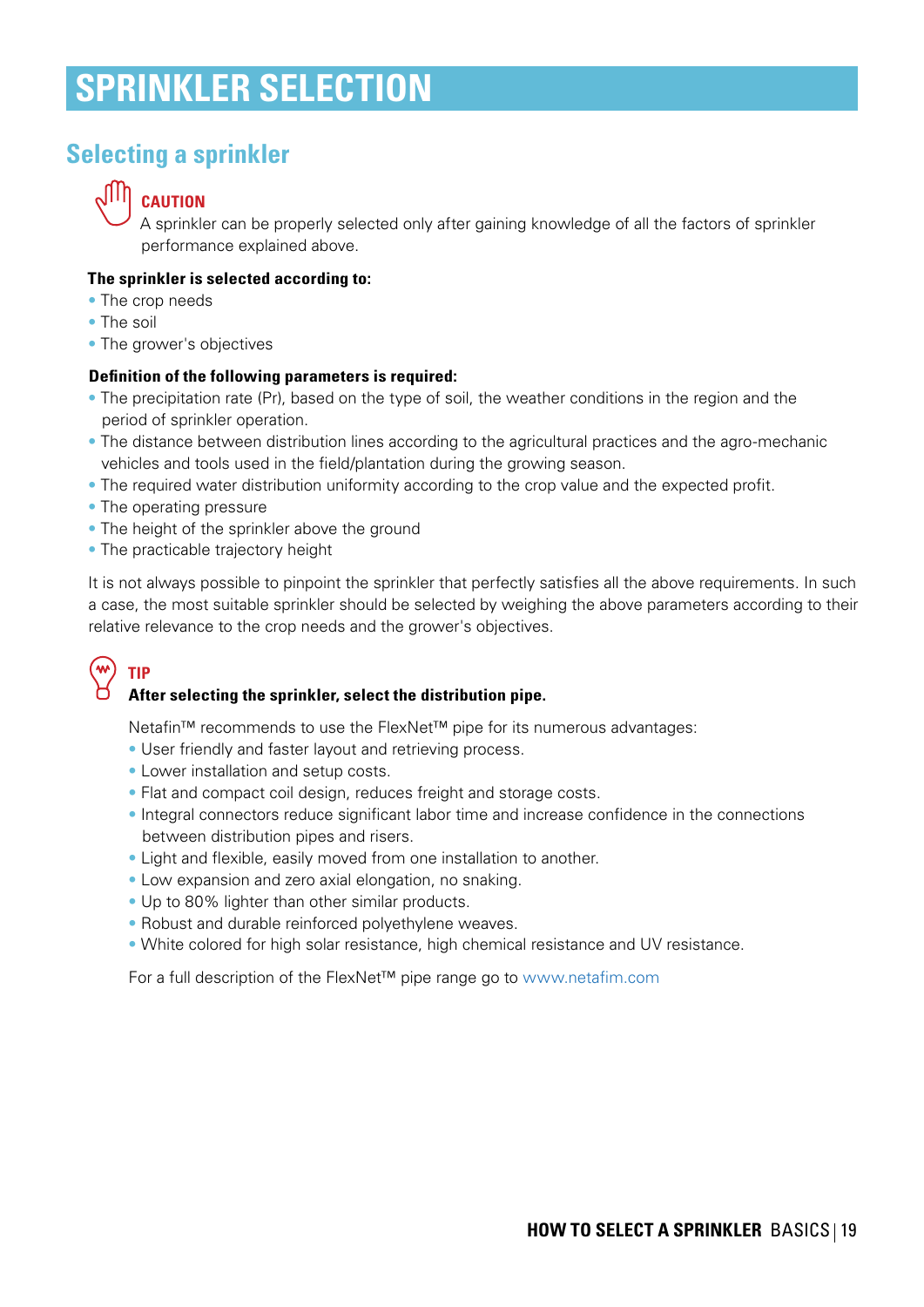# SPRINKLER SELECTION

## Selecting a sprinkler

**CAUTION**

A sprinkler can be properly selected only after gaining knowledge of all the factors of sprinkler performance explained above.

**The sprinkler is selected according to:**

- The crop needs
- The soil
- The grower's objectives

**Definition of the following parameters is required:**

- The precipitation rate (Pr), based on the type of soil, the weather conditions in the region and the period of sprinkler operation.
- The distance between distribution lines according to the agricultural practices and the agro-mechanic vehicles and tools used in the field/plantation during the growing season.
- The required water distribution uniformity according to the crop value and the expected profit.
- The operating pressure
- The height of the sprinkler above the ground
- The practicable trajectory height

It is not always possible to pinpoint the sprinkler that perfectly satisfies all the above requirements. In such a case, the most suitable sprinkler should be selected by weighing the above parameters according to their relative relevance to the crop needs and the grower's objectives.

**TIP**

**After selecting the sprinkler, select the distribution pipe.**

Netafin™ recommends to use the FlexNet™ pipe for its numerous advantages:

- User friendly and faster layout and retrieving process.
- Lower installation and setup costs.
- Flat and compact coil design, reduces freight and storage costs.
- Integral connectors reduce significant labor time and increase confidence in the connections between distribution pipes and risers.
- Light and flexible, easily moved from one installation to another.
- Low expansion and zero axial elongation, no snaking.
- Up to 80% lighter than other similar products.
- Robust and durable reinforced polyethylene weaves.
- White colored for high solar resistance, high chemical resistance and UV resistance.

For a full description of the FlexNet™ pipe range go to www.netafim.com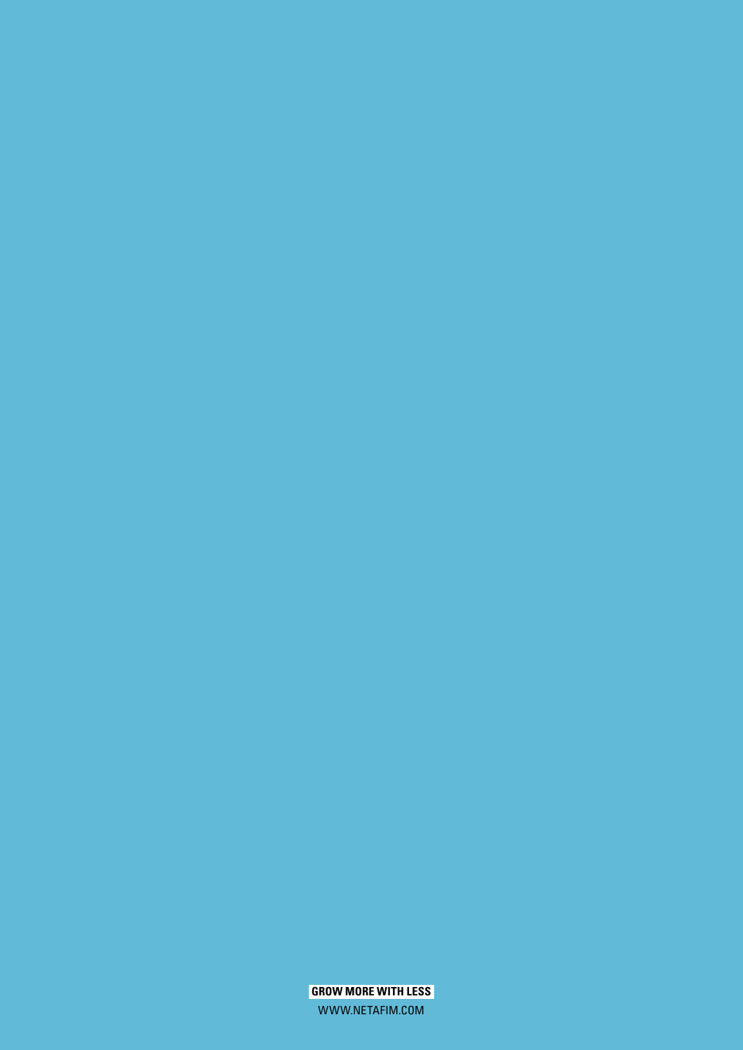**GROW MORE WITH LESS**

WWW.NETAFIM.COM